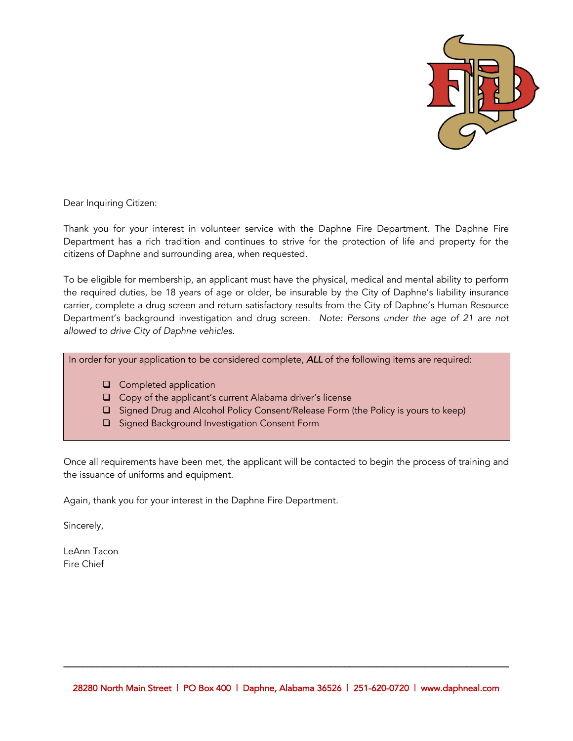Dear Inquiring Citizen:

Thank you for your interest in volunteer service with the Daphne Fire Department. The Daphne Fire Department has a rich tradition and continues to strive for the protection of life and property for the citizens of Daphne and surrounding area, when requested.

To be eligible for membership, an applicant must have the physical, medical and mental ability to perform the required duties, be 18 years of age or older, be insurable by the City of Daphne's liability insurance carrier, complete a drug screen and return satisfactory results from the City of Daphne's Human Resource Department's background investigation and drug screen. *Note: Persons under the age of 21 are not allowed to drive City of Daphne vehicles.*

In order for your application to be considered complete, ***ALL*** of the following items are required:

- ❑ Completed application
- ❑ Copy of the applicant's current Alabama driver's license
- ❑ Signed Drug and Alcohol Policy Consent/Release Form (the Policy is yours to keep)
- ❑ Signed Background Investigation Consent Form

Once all requirements have been met, the applicant will be contacted to begin the process of training and the issuance of uniforms and equipment.

Again, thank you for your interest in the Daphne Fire Department.

Sincerely,

LeAnn Tacon
Fire Chief

28280 North Main Street | PO Box 400 | Daphne, Alabama 36526 | 251-620-0720 | www.daphneal.com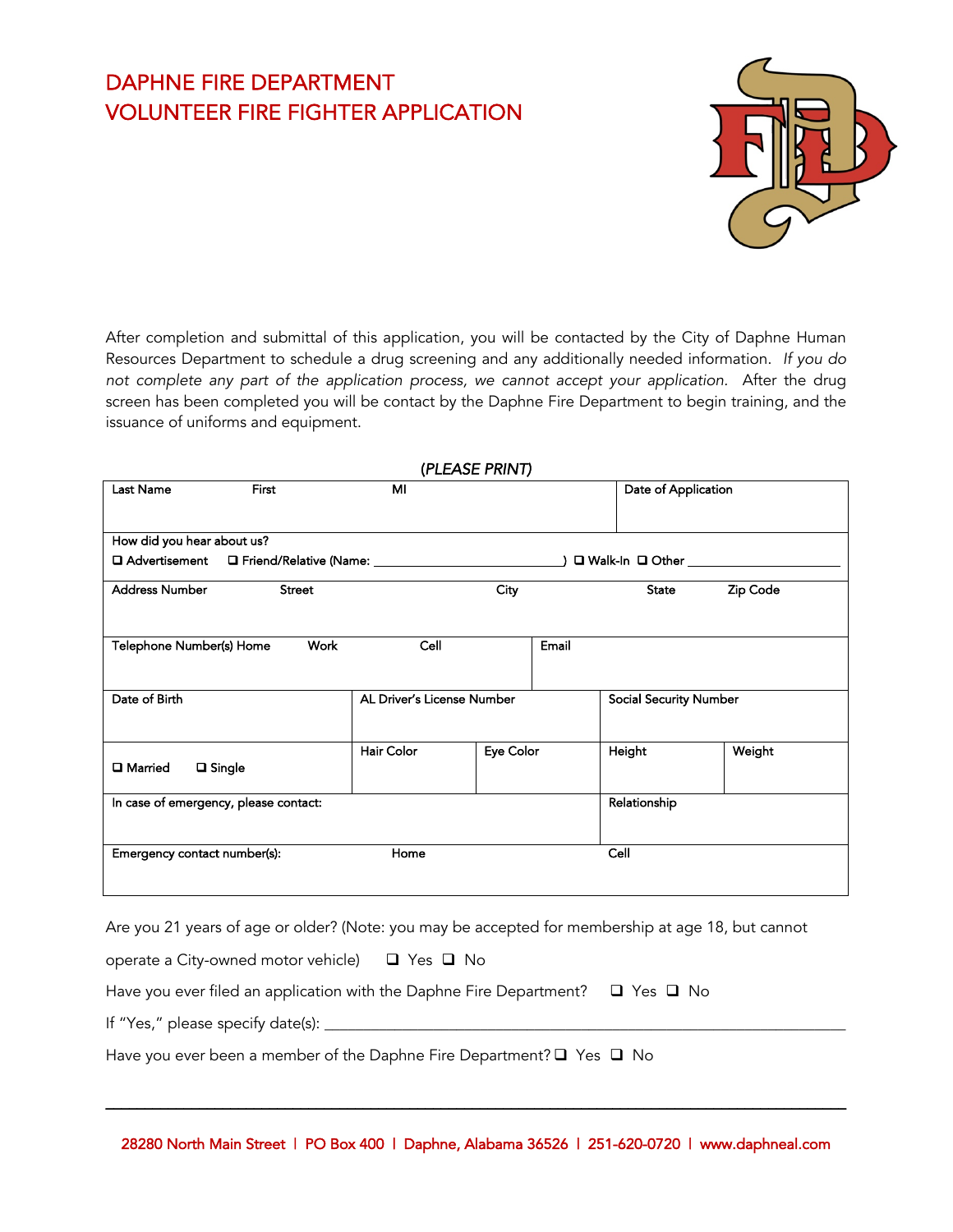# DAPHNE FIRE DEPARTMENT
# VOLUNTEER FIRE FIGHTER APPLICATION

After completion and submittal of this application, you will be contacted by the City of Daphne Human Resources Department to schedule a drug screening and any additionally needed information. *If you do not complete any part of the application process, we cannot accept your application*. After the drug screen has been completed you will be contact by the Daphne Fire Department to begin training, and the issuance of uniforms and equipment.

*(PLEASE PRINT)*

| Last Name | First | MI | Date of Application |
|---|---|---|---|
| | | | |

How did you hear about us?
❑ Advertisement ❑ Friend/Relative (Name: ________________________) ❑ Walk-In ❑ Other ____________________

| Address Number | Street | City | State | Zip Code |
|---|---|---|---|---|
| | | | | |

| Telephone Number(s) Home | Work | Cell | Email |
|---|---|---|---|
| | | | |

| Date of Birth | AL Driver's License Number | | Social Security Number | |
|---|---|---|---|---|
| | | | | |
| ❑ Married ❑ Single | Hair Color | Eye Color | Height | Weight |
| | | | | |

| In case of emergency, please contact: | Relationship |
|---|---|
| | |

| Emergency contact number(s): | Home | Cell |
|---|---|---|
| | | |

Are you 21 years of age or older? (Note: you may be accepted for membership at age 18, but cannot operate a City-owned motor vehicle) ❑ Yes ❑ No

Have you ever filed an application with the Daphne Fire Department? ❑ Yes ❑ No

If "Yes," please specify date(s): ______________________________________________________________

Have you ever been a member of the Daphne Fire Department? ❑ Yes ❑ No

28280 North Main Street | PO Box 400 | Daphne, Alabama 36526 | 251-620-0720 | www.daphneal.com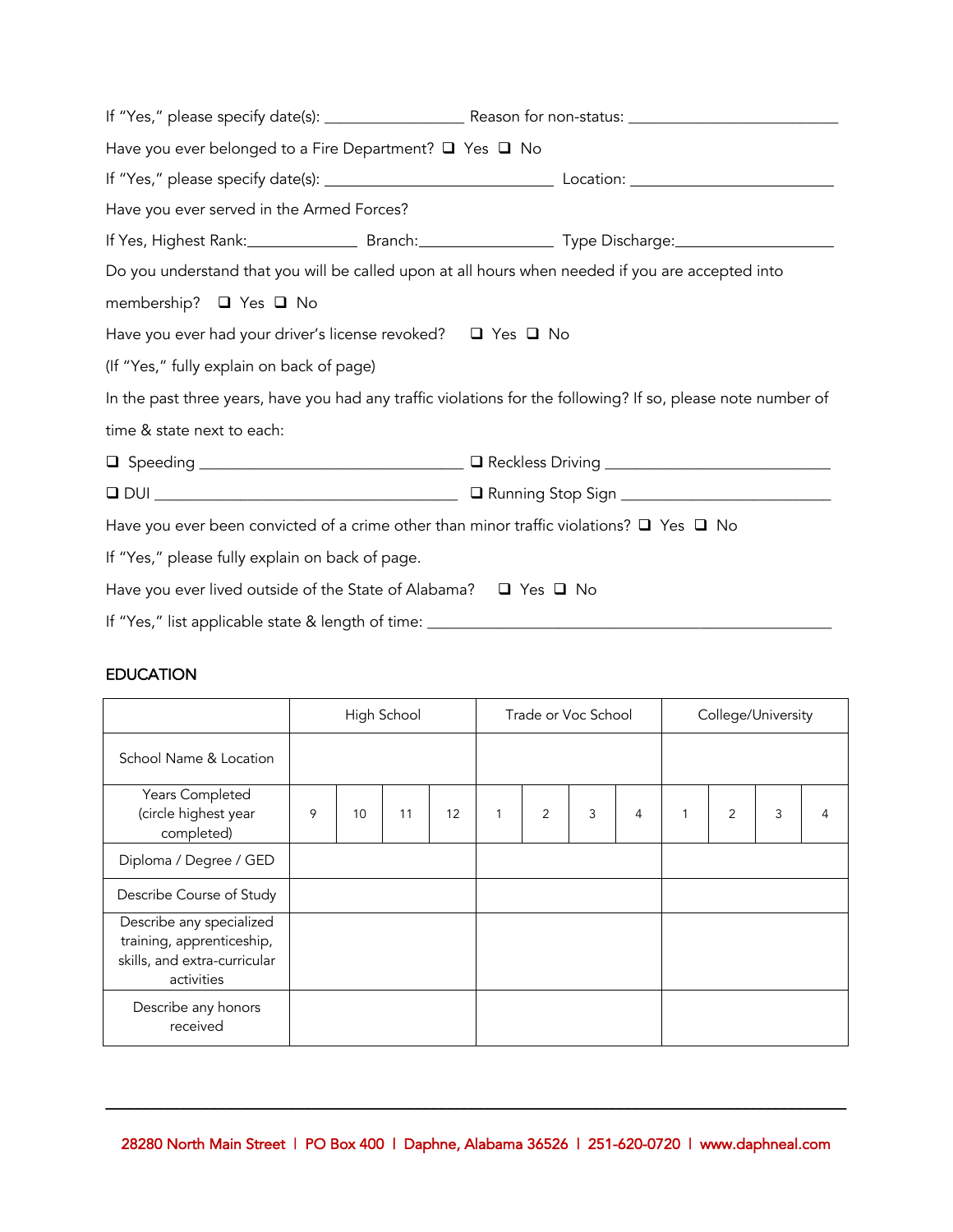If "Yes," please specify date(s): ________________ Reason for non-status: ________________________

Have you ever belonged to a Fire Department? ❑ Yes ❑ No

If "Yes," please specify date(s): __________________________ Location: _______________________

Have you ever served in the Armed Forces?

If Yes, Highest Rank:_____________ Branch:_______________ Type Discharge:__________________

Do you understand that you will be called upon at all hours when needed if you are accepted into membership? ❑ Yes ❑ No

Have you ever had your driver's license revoked? ❑ Yes ❑ No

(If "Yes," fully explain on back of page)

In the past three years, have you had any traffic violations for the following? If so, please note number of time & state next to each:

❑ Speeding ______________________________ ❑ Reckless Driving __________________________

❑ DUI ___________________________________ ❑ Running Stop Sign ________________________

Have you ever been convicted of a crime other than minor traffic violations? ❑ Yes ❑ No

If "Yes," please fully explain on back of page.

Have you ever lived outside of the State of Alabama? ❑ Yes ❑ No

If "Yes," list applicable state & length of time: ______________________________________________

## EDUCATION

| | High School | | | | Trade or Voc School | | | | College/University | | | |
|---|---|---|---|---|---|---|---|---|---|---|---|---|
| School Name & Location | | | | | | | | | | | | |
| Years Completed (circle highest year completed) | 9 | 10 | 11 | 12 | 1 | 2 | 3 | 4 | 1 | 2 | 3 | 4 |
| Diploma / Degree / GED | | | | | | | | | | | | |
| Describe Course of Study | | | | | | | | | | | | |
| Describe any specialized training, apprenticeship, skills, and extra-curricular activities | | | | | | | | | | | | |
| Describe any honors received | | | | | | | | | | | | |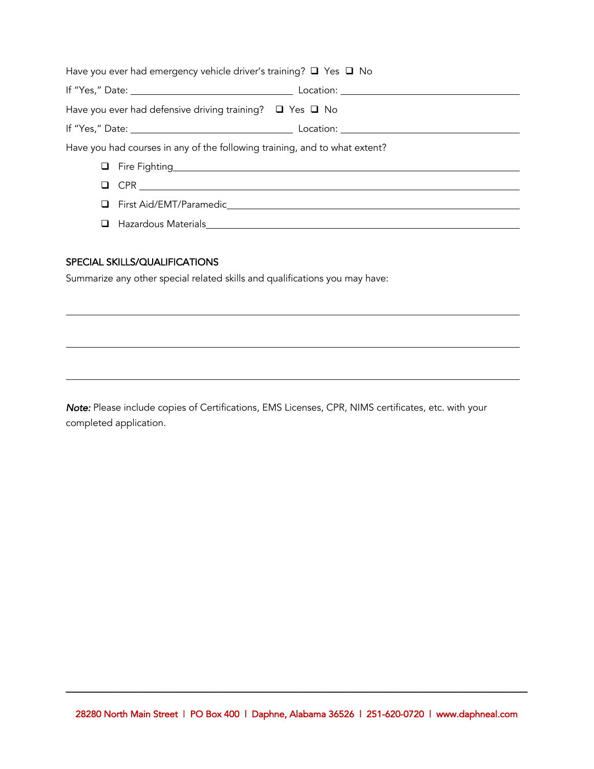Have you ever had emergency vehicle driver's training? ❑ Yes ❑ No

If "Yes," Date: ______________________________ Location: __________________________________

Have you ever had defensive driving training? ❑ Yes ❑ No

If "Yes," Date: ______________________________ Location: __________________________________

Have you had courses in any of the following training, and to what extent?

- ❑ Fire Fighting________________________________________________________________
- ❑ CPR ______________________________________________________________________
- ❑ First Aid/EMT/Paramedic______________________________________________________
- ❑ Hazardous Materials_________________________________________________________

## SPECIAL SKILLS/QUALIFICATIONS

Summarize any other special related skills and qualifications you may have:

_____________________________________________________________________________________

_____________________________________________________________________________________

_____________________________________________________________________________________

***Note:*** Please include copies of Certifications, EMS Licenses, CPR, NIMS certificates, etc. with your completed application.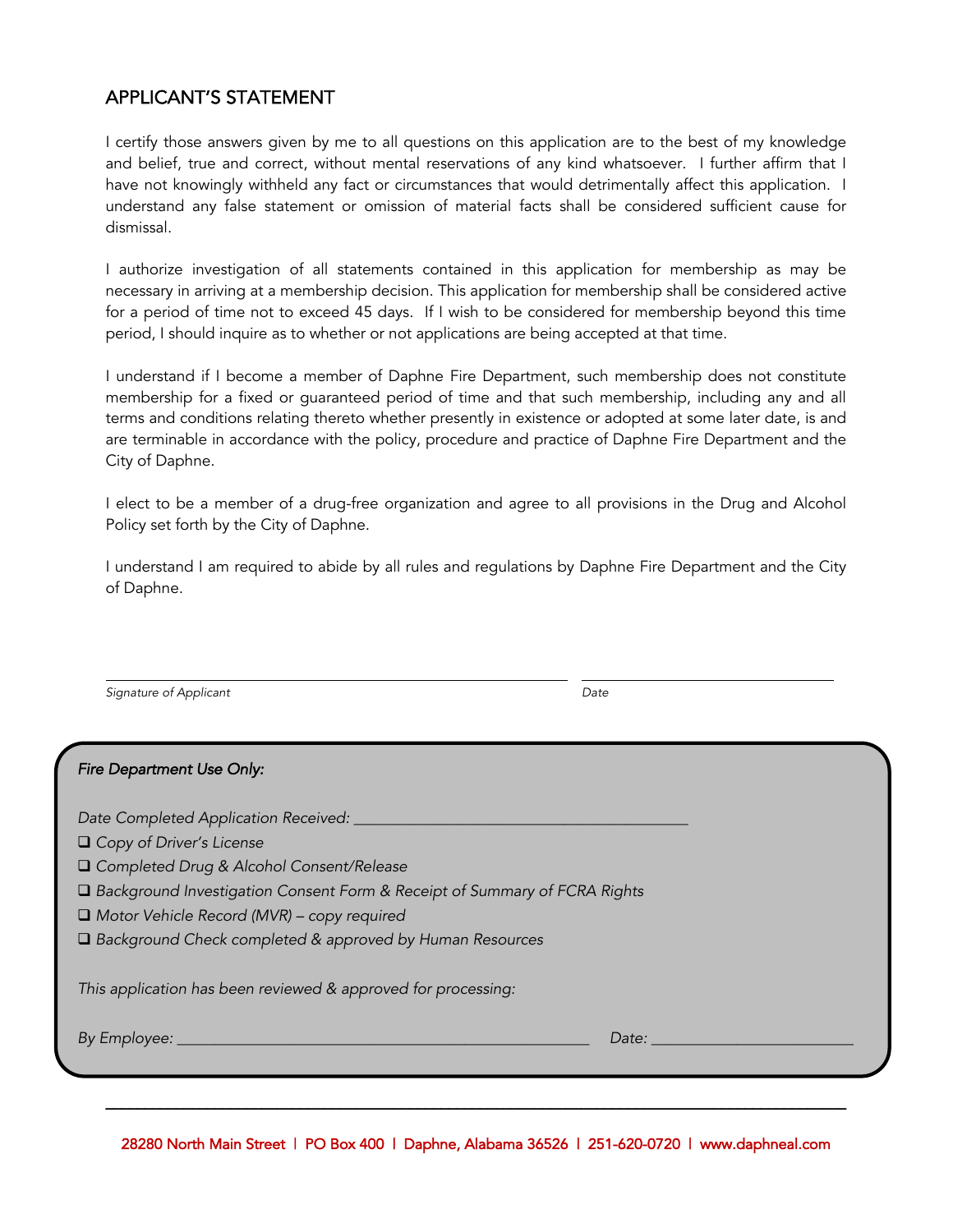## APPLICANT'S STATEMENT

I certify those answers given by me to all questions on this application are to the best of my knowledge and belief, true and correct, without mental reservations of any kind whatsoever. I further affirm that I have not knowingly withheld any fact or circumstances that would detrimentally affect this application. I understand any false statement or omission of material facts shall be considered sufficient cause for dismissal.

I authorize investigation of all statements contained in this application for membership as may be necessary in arriving at a membership decision. This application for membership shall be considered active for a period of time not to exceed 45 days. If I wish to be considered for membership beyond this time period, I should inquire as to whether or not applications are being accepted at that time.

I understand if I become a member of Daphne Fire Department, such membership does not constitute membership for a fixed or guaranteed period of time and that such membership, including any and all terms and conditions relating thereto whether presently in existence or adopted at some later date, is and are terminable in accordance with the policy, procedure and practice of Daphne Fire Department and the City of Daphne.

I elect to be a member of a drug-free organization and agree to all provisions in the Drug and Alcohol Policy set forth by the City of Daphne.

I understand I am required to abide by all rules and regulations by Daphne Fire Department and the City of Daphne.

_______________________________________________ &nbsp;&nbsp; ___________________________

*Signature of Applicant* &nbsp;&nbsp;&nbsp;&nbsp;&nbsp;&nbsp;&nbsp;&nbsp;&nbsp;&nbsp;&nbsp;&nbsp;&nbsp;&nbsp;&nbsp;&nbsp;&nbsp;&nbsp;&nbsp;&nbsp; *Date*

---

***Fire Department Use Only:***

*Date Completed Application Received:* ___________________________________

- ❑ *Copy of Driver's License*
- ❑ *Completed Drug & Alcohol Consent/Release*
- ❑ *Background Investigation Consent Form & Receipt of Summary of FCRA Rights*
- ❑ *Motor Vehicle Record (MVR) – copy required*
- ❑ *Background Check completed & approved by Human Resources*

*This application has been reviewed & approved for processing:*

*By Employee:* _____________________________________________ &nbsp;&nbsp; *Date:* _____________________

---

28280 North Main Street | PO Box 400 | Daphne, Alabama 36526 | 251-620-0720 | www.daphneal.com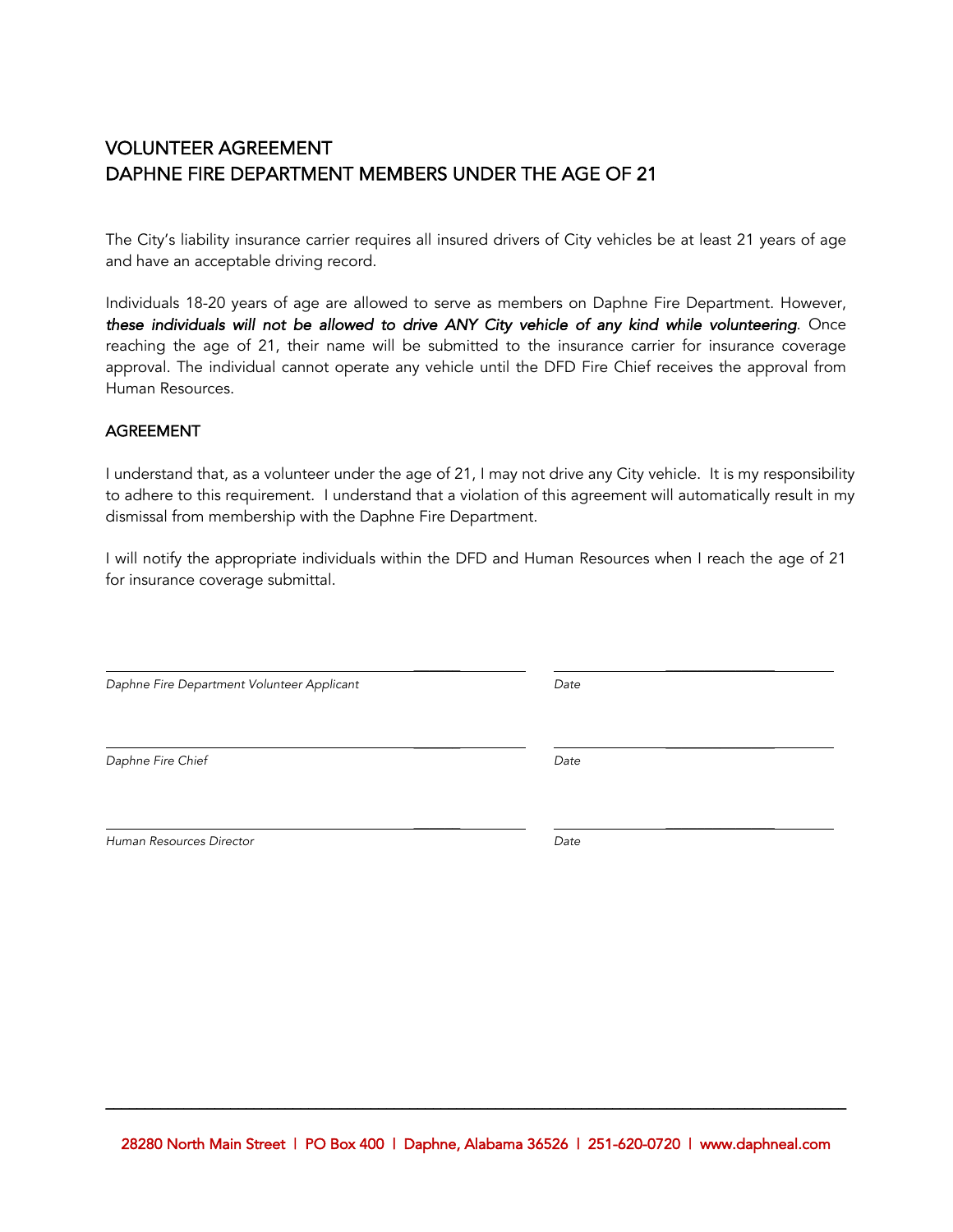# VOLUNTEER AGREEMENT
# DAPHNE FIRE DEPARTMENT MEMBERS UNDER THE AGE OF 21

The City's liability insurance carrier requires all insured drivers of City vehicles be at least 21 years of age and have an acceptable driving record.

Individuals 18-20 years of age are allowed to serve as members on Daphne Fire Department. However, ***these individuals will not be allowed to drive ANY City vehicle of any kind while volunteering***. Once reaching the age of 21, their name will be submitted to the insurance carrier for insurance coverage approval. The individual cannot operate any vehicle until the DFD Fire Chief receives the approval from Human Resources.

## AGREEMENT

I understand that, as a volunteer under the age of 21, I may not drive any City vehicle. It is my responsibility to adhere to this requirement. I understand that a violation of this agreement will automatically result in my dismissal from membership with the Daphne Fire Department.

I will notify the appropriate individuals within the DFD and Human Resources when I reach the age of 21 for insurance coverage submittal.

_________________________________________ _________________________

*Daphne Fire Department Volunteer Applicant* *Date*

_________________________________________ _________________________

*Daphne Fire Chief* *Date*

_________________________________________ _________________________

*Human Resources Director* *Date*

28280 North Main Street | PO Box 400 | Daphne, Alabama 36526 | 251-620-0720 | www.daphneal.com